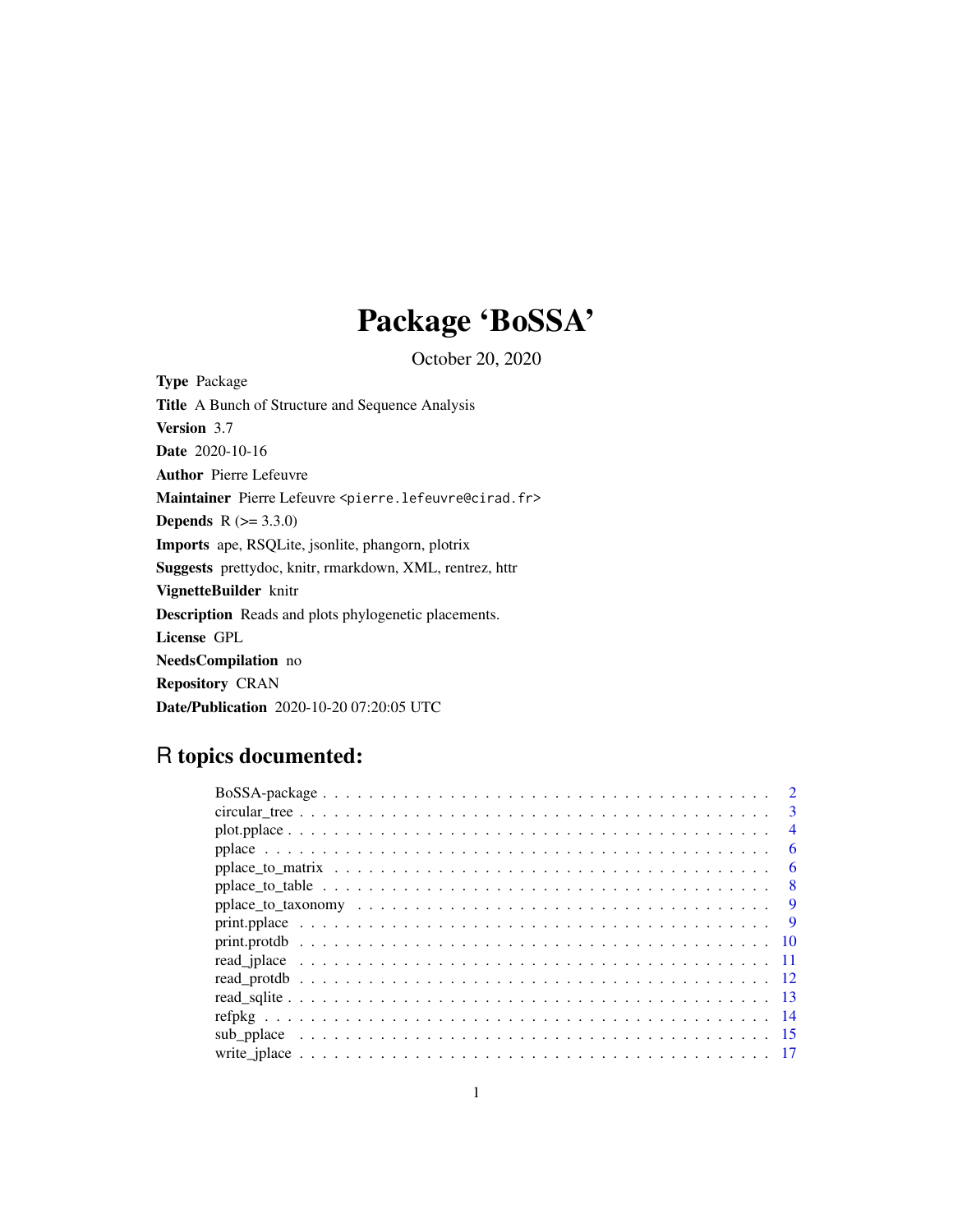# Package 'BoSSA'

October 20, 2020

**Type** Package

**Title** A Bunch of Structure and Sequence Analysis

**Version** 3.7

**Date** 2020-10-16

**Author** Pierre Lefeuvre

**Maintainer** Pierre Lefeuvre <pierre.lefeuvre@cirad.fr>

**Depends** R (>= 3.3.0)

**Imports** ape, RSQLite, jsonlite, phangorn, plotrix

**Suggests** prettydoc, knitr, rmarkdown, XML, rentrez, httr

**VignetteBuilder** knitr

**Description** Reads and plots phylogenetic placements.

**License** GPL

**NeedsCompilation** no

**Repository** CRAN

**Date/Publication** 2020-10-20 07:20:05 UTC

## R topics documented:

- BoSSA-package . . . . . . . . . . . . . . . . . . . . . . . . . . . . . . . . . . . . . . 2
- circular_tree . . . . . . . . . . . . . . . . . . . . . . . . . . . . . . . . . . . . . . . 3
- plot.pplace . . . . . . . . . . . . . . . . . . . . . . . . . . . . . . . . . . . . . . . . 4
- pplace . . . . . . . . . . . . . . . . . . . . . . . . . . . . . . . . . . . . . . . . . . 6
- pplace_to_matrix . . . . . . . . . . . . . . . . . . . . . . . . . . . . . . . . . . . . 6
- pplace_to_table . . . . . . . . . . . . . . . . . . . . . . . . . . . . . . . . . . . . . 8
- pplace_to_taxonomy . . . . . . . . . . . . . . . . . . . . . . . . . . . . . . . . . . . 9
- print.pplace . . . . . . . . . . . . . . . . . . . . . . . . . . . . . . . . . . . . . . . 9
- print.protdb . . . . . . . . . . . . . . . . . . . . . . . . . . . . . . . . . . . . . . . 10
- read_jplace . . . . . . . . . . . . . . . . . . . . . . . . . . . . . . . . . . . . . . . 11
- read_protdb . . . . . . . . . . . . . . . . . . . . . . . . . . . . . . . . . . . . . . . 12
- read_sqlite . . . . . . . . . . . . . . . . . . . . . . . . . . . . . . . . . . . . . . . 13
- refpkg . . . . . . . . . . . . . . . . . . . . . . . . . . . . . . . . . . . . . . . . . . 14
- sub_pplace . . . . . . . . . . . . . . . . . . . . . . . . . . . . . . . . . . . . . . . . 15
- write_jplace . . . . . . . . . . . . . . . . . . . . . . . . . . . . . . . . . . . . . . . 17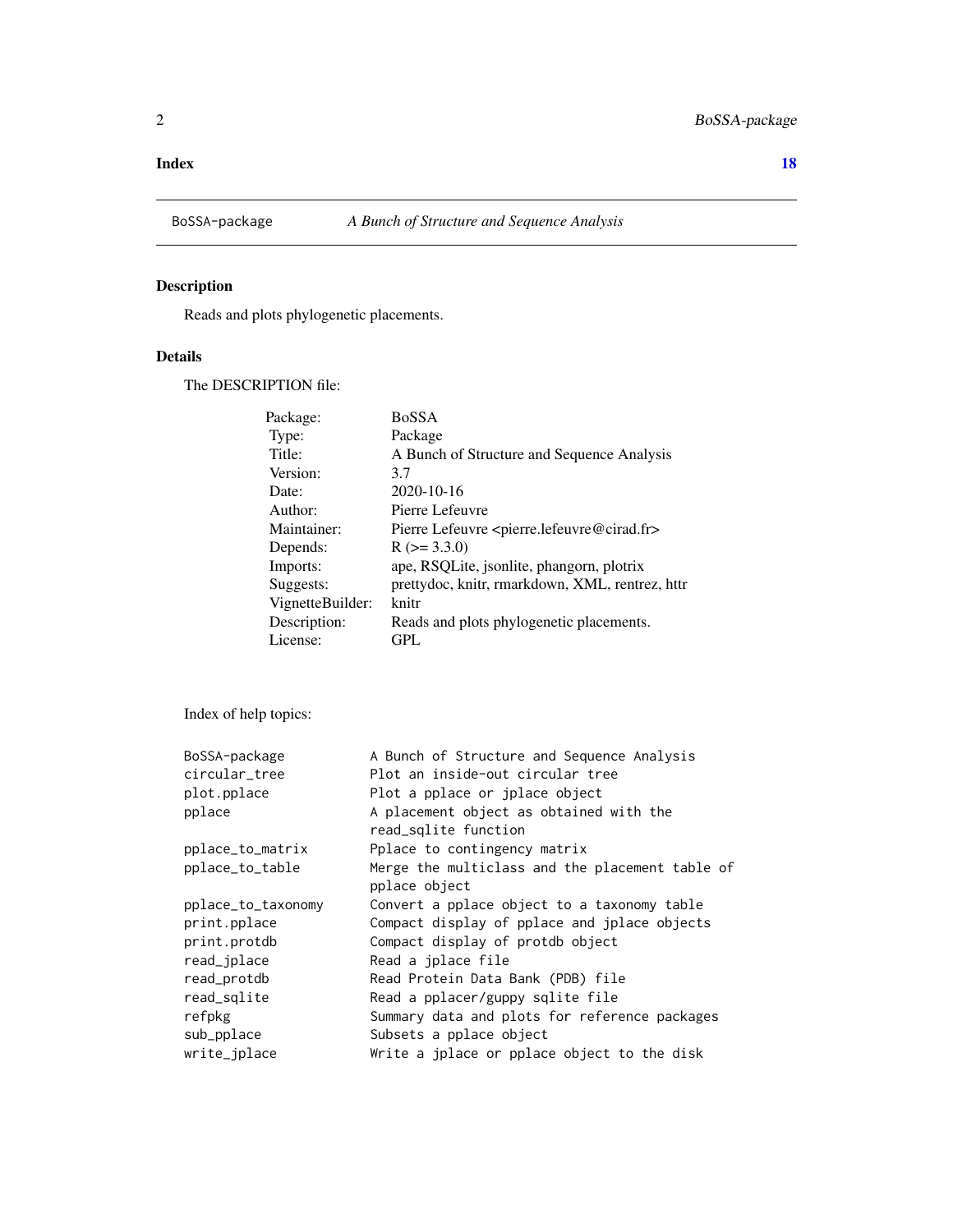**Index** **18**

---

BoSSA-package *A Bunch of Structure and Sequence Analysis*

---

### Description

Reads and plots phylogenetic placements.

### Details

The DESCRIPTION file:

| | |
|---|---|
| Package: | BoSSA |
| Type: | Package |
| Title: | A Bunch of Structure and Sequence Analysis |
| Version: | 3.7 |
| Date: | 2020-10-16 |
| Author: | Pierre Lefeuvre |
| Maintainer: | Pierre Lefeuvre <pierre.lefeuvre@cirad.fr> |
| Depends: | R (>= 3.3.0) |
| Imports: | ape, RSQLite, jsonlite, phangorn, plotrix |
| Suggests: | prettydoc, knitr, rmarkdown, XML, rentrez, httr |
| VignetteBuilder: | knitr |
| Description: | Reads and plots phylogenetic placements. |
| License: | GPL |

Index of help topics:

```
BoSSA-package           A Bunch of Structure and Sequence Analysis
circular_tree           Plot an inside-out circular tree
plot.pplace             Plot a pplace or jplace object
pplace                  A placement object as obtained with the
                        read_sqlite function
pplace_to_matrix        Pplace to contingency matrix
pplace_to_table         Merge the multiclass and the placement table of
                        pplace object
pplace_to_taxonomy      Convert a pplace object to a taxonomy table
print.pplace            Compact display of pplace and jplace objects
print.protdb            Compact display of protdb object
read_jplace             Read a jplace file
read_protdb             Read Protein Data Bank (PDB) file
read_sqlite             Read a pplacer/guppy sqlite file
refpkg                  Summary data and plots for reference packages
sub_pplace              Subsets a pplace object
write_jplace            Write a jplace or pplace object to the disk
```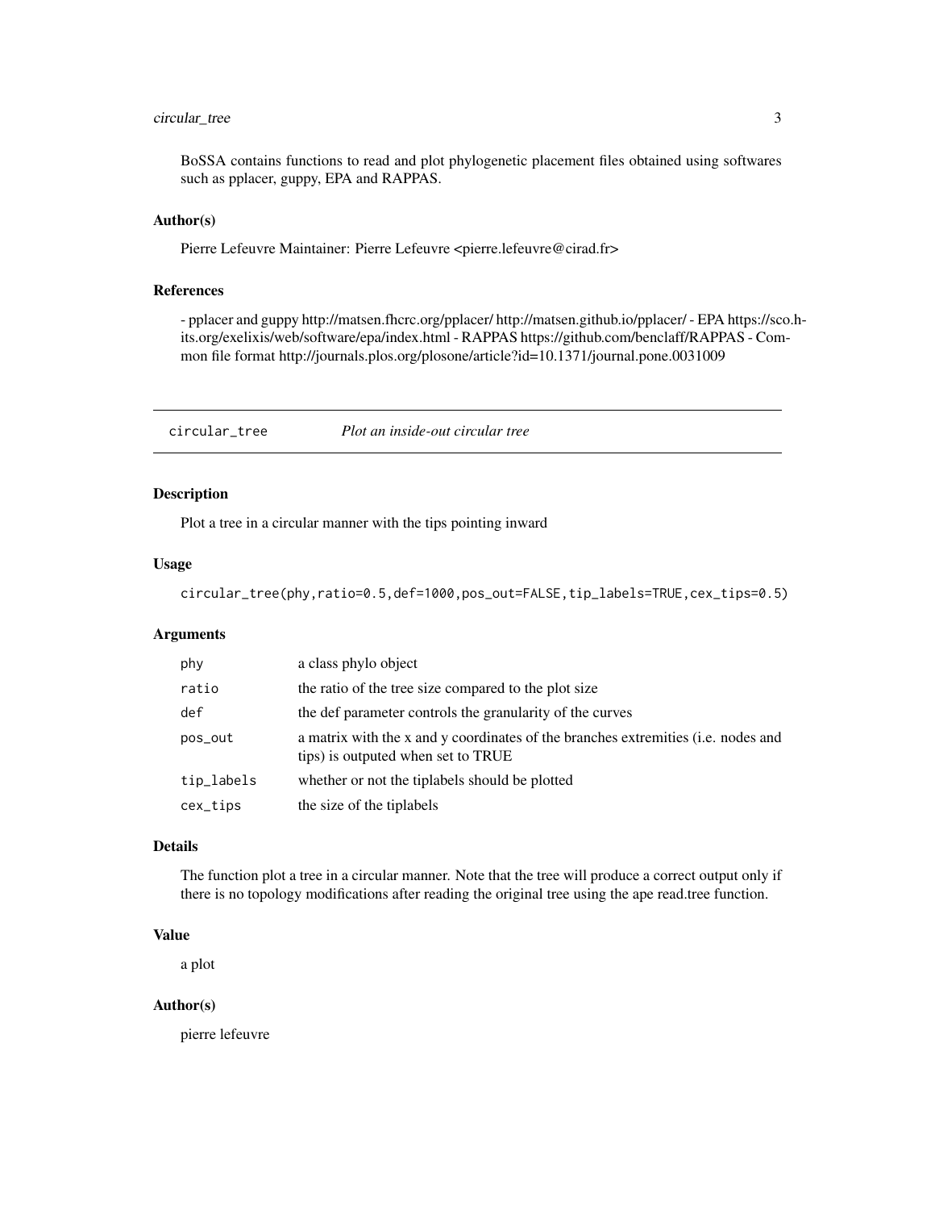BoSSA contains functions to read and plot phylogenetic placement files obtained using softwares such as pplacer, guppy, EPA and RAPPAS.

### Author(s)

Pierre Lefeuvre Maintainer: Pierre Lefeuvre <pierre.lefeuvre@cirad.fr>

### References

- pplacer and guppy http://matsen.fhcrc.org/pplacer/ http://matsen.github.io/pplacer/ - EPA https://sco.h-its.org/exelixis/web/software/epa/index.html - RAPPAS https://github.com/benclaff/RAPPAS - Common file format http://journals.plos.org/plosone/article?id=10.1371/journal.pone.0031009

---

## circular_tree    *Plot an inside-out circular tree*

---

### Description

Plot a tree in a circular manner with the tips pointing inward

### Usage

```
circular_tree(phy,ratio=0.5,def=1000,pos_out=FALSE,tip_labels=TRUE,cex_tips=0.5)
```

### Arguments

| | |
|---|---|
| phy | a class phylo object |
| ratio | the ratio of the tree size compared to the plot size |
| def | the def parameter controls the granularity of the curves |
| pos_out | a matrix with the x and y coordinates of the branches extremities (i.e. nodes and tips) is outputed when set to TRUE |
| tip_labels | whether or not the tiplabels should be plotted |
| cex_tips | the size of the tiplabels |

### Details

The function plot a tree in a circular manner. Note that the tree will produce a correct output only if there is no topology modifications after reading the original tree using the ape read.tree function.

### Value

a plot

### Author(s)

pierre lefeuvre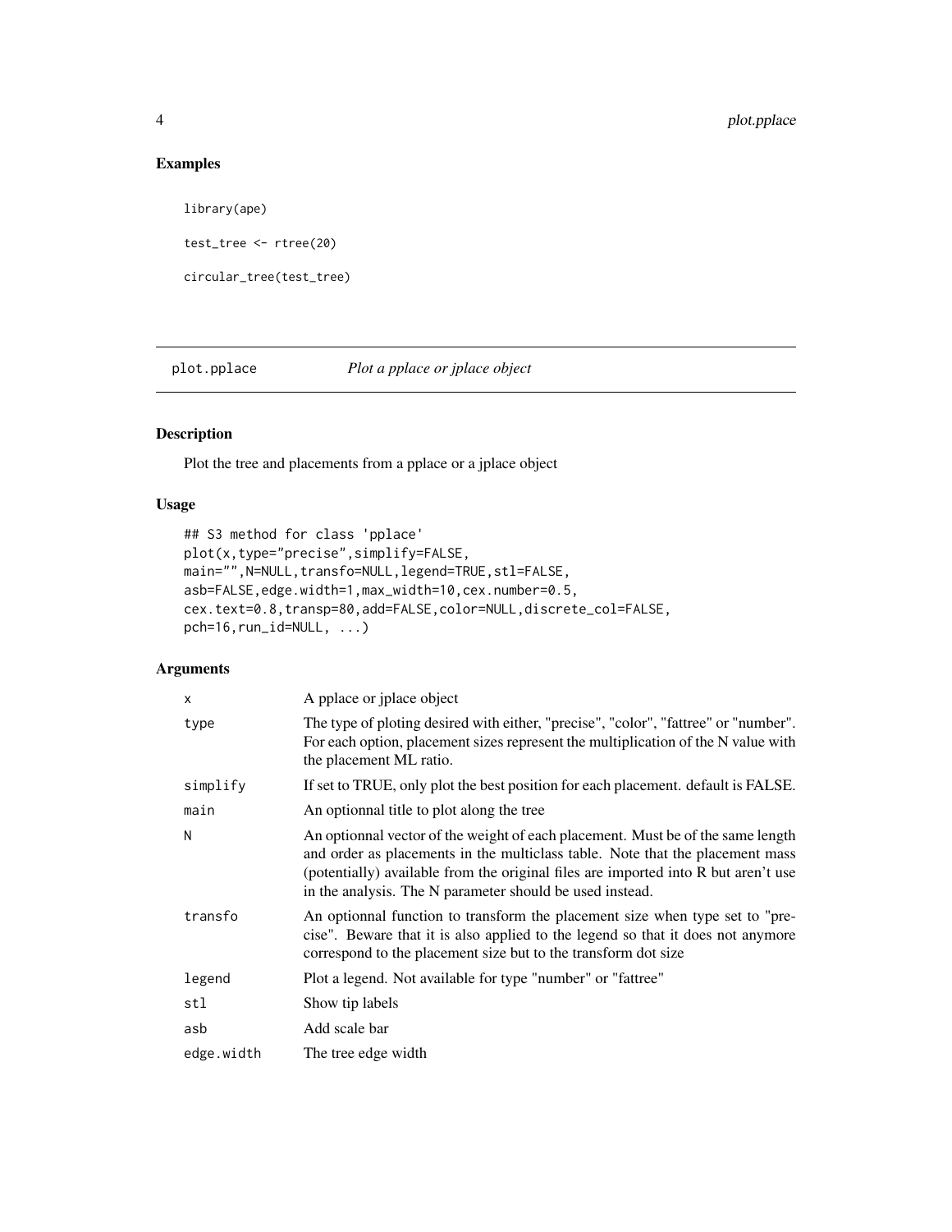## Examples

```
library(ape)

test_tree <- rtree(20)

circular_tree(test_tree)
```

---

## plot.pplace *Plot a pplace or jplace object*

---

### Description

Plot the tree and placements from a pplace or a jplace object

### Usage

```
## S3 method for class 'pplace'
plot(x,type="precise",simplify=FALSE,
main="",N=NULL,transfo=NULL,legend=TRUE,stl=FALSE,
asb=FALSE,edge.width=1,max_width=10,cex.number=0.5,
cex.text=0.8,transp=80,add=FALSE,color=NULL,discrete_col=FALSE,
pch=16,run_id=NULL, ...)
```

### Arguments

| | |
|---|---|
| x | A pplace or jplace object |
| type | The type of ploting desired with either, "precise", "color", "fattree" or "number". For each option, placement sizes represent the multiplication of the N value with the placement ML ratio. |
| simplify | If set to TRUE, only plot the best position for each placement. default is FALSE. |
| main | An optionnal title to plot along the tree |
| N | An optionnal vector of the weight of each placement. Must be of the same length and order as placements in the multiclass table. Note that the placement mass (potentially) available from the original files are imported into R but aren't use in the analysis. The N parameter should be used instead. |
| transfo | An optionnal function to transform the placement size when type set to "precise". Beware that it is also applied to the legend so that it does not anymore correspond to the placement size but to the transform dot size |
| legend | Plot a legend. Not available for type "number" or "fattree" |
| stl | Show tip labels |
| asb | Add scale bar |
| edge.width | The tree edge width |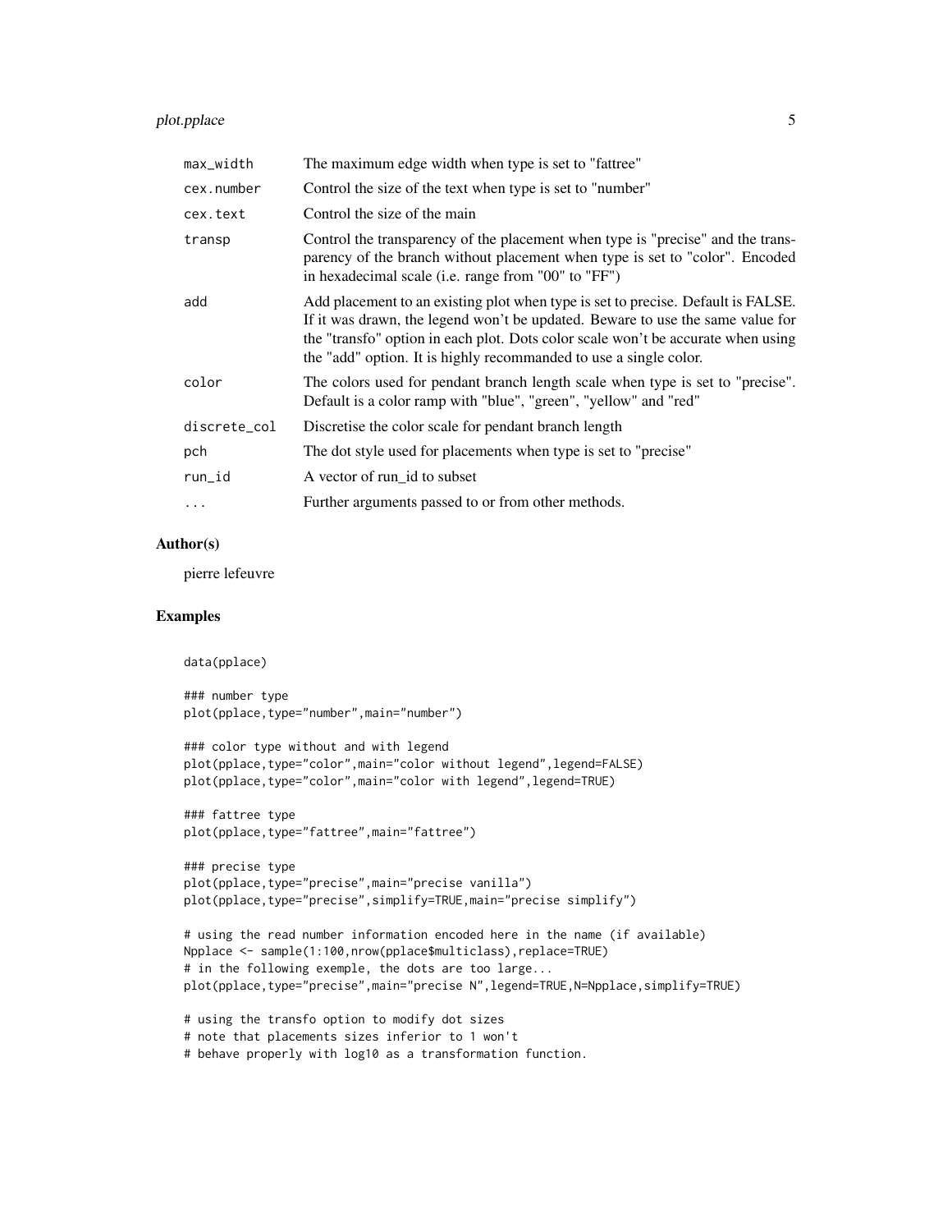| | |
|---|---|
| max_width | The maximum edge width when type is set to "fattree" |
| cex.number | Control the size of the text when type is set to "number" |
| cex.text | Control the size of the main |
| transp | Control the transparency of the placement when type is "precise" and the transparency of the branch without placement when type is set to "color". Encoded in hexadecimal scale (i.e. range from "00" to "FF") |
| add | Add placement to an existing plot when type is set to precise. Default is FALSE. If it was drawn, the legend won't be updated. Beware to use the same value for the "transfo" option in each plot. Dots color scale won't be accurate when using the "add" option. It is highly recommanded to use a single color. |
| color | The colors used for pendant branch length scale when type is set to "precise". Default is a color ramp with "blue", "green", "yellow" and "red" |
| discrete_col | Discretise the color scale for pendant branch length |
| pch | The dot style used for placements when type is set to "precise" |
| run_id | A vector of run_id to subset |
| ... | Further arguments passed to or from other methods. |

## Author(s)

pierre lefeuvre

## Examples

```
data(pplace)

### number type
plot(pplace,type="number",main="number")

### color type without and with legend
plot(pplace,type="color",main="color without legend",legend=FALSE)
plot(pplace,type="color",main="color with legend",legend=TRUE)

### fattree type
plot(pplace,type="fattree",main="fattree")

### precise type
plot(pplace,type="precise",main="precise vanilla")
plot(pplace,type="precise",simplify=TRUE,main="precise simplify")

# using the read number information encoded here in the name (if available)
Npplace <- sample(1:100,nrow(pplace$multiclass),replace=TRUE)
# in the following exemple, the dots are too large...
plot(pplace,type="precise",main="precise N",legend=TRUE,N=Npplace,simplify=TRUE)

# using the transfo option to modify dot sizes
# note that placements sizes inferior to 1 won't
# behave properly with log10 as a transformation function.
```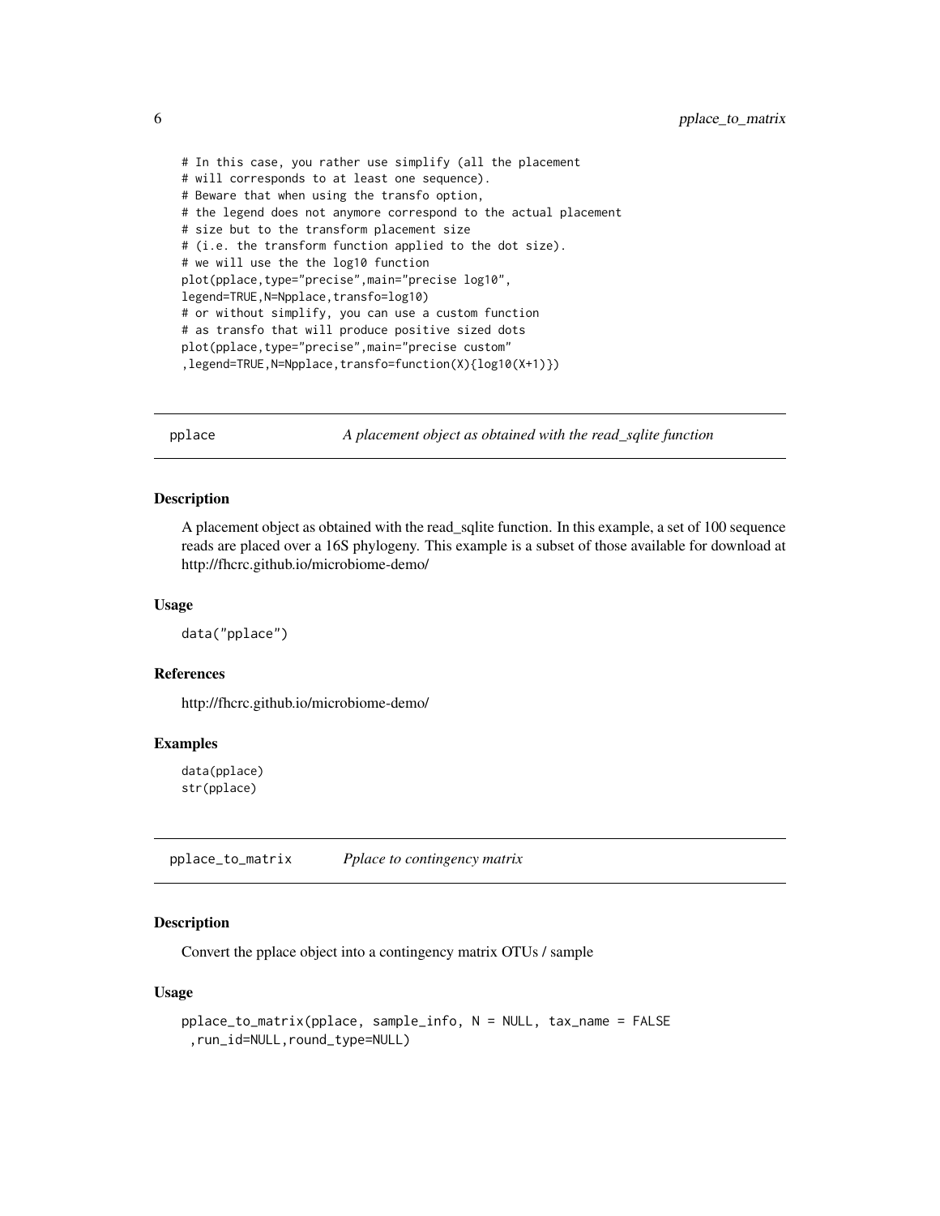```
# In this case, you rather use simplify (all the placement
# will corresponds to at least one sequence).
# Beware that when using the transfo option,
# the legend does not anymore correspond to the actual placement
# size but to the transform placement size
# (i.e. the transform function applied to the dot size).
# we will use the the log10 function
plot(pplace,type="precise",main="precise log10",
legend=TRUE,N=Npplace,transfo=log10)
# or without simplify, you can use a custom function
# as transfo that will produce positive sized dots
plot(pplace,type="precise",main="precise custom"
,legend=TRUE,N=Npplace,transfo=function(X){log10(X+1)})
```

---

## pplace — *A placement object as obtained with the read_sqlite function*

### Description

A placement object as obtained with the read_sqlite function. In this example, a set of 100 sequence reads are placed over a 16S phylogeny. This example is a subset of those available for download at http://fhcrc.github.io/microbiome-demo/

### Usage

```
data("pplace")
```

### References

http://fhcrc.github.io/microbiome-demo/

### Examples

```
data(pplace)
str(pplace)
```

---

## pplace_to_matrix — *Pplace to contingency matrix*

### Description

Convert the pplace object into a contingency matrix OTUs / sample

### Usage

```
pplace_to_matrix(pplace, sample_info, N = NULL, tax_name = FALSE
 ,run_id=NULL,round_type=NULL)
```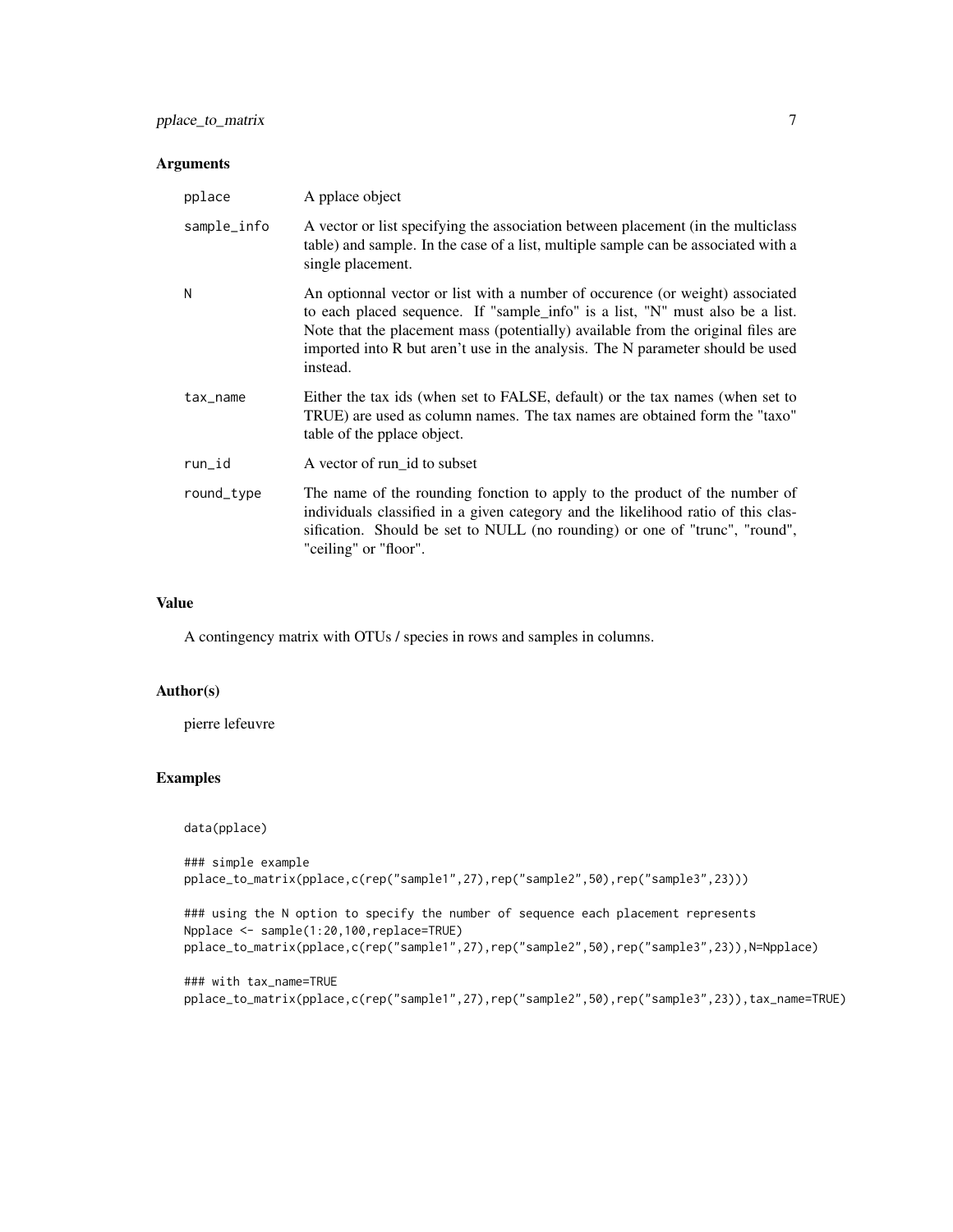## Arguments

| | |
|---|---|
| pplace | A pplace object |
| sample_info | A vector or list specifying the association between placement (in the multiclass table) and sample. In the case of a list, multiple sample can be associated with a single placement. |
| N | An optionnal vector or list with a number of occurence (or weight) associated to each placed sequence. If "sample_info" is a list, "N" must also be a list. Note that the placement mass (potentially) available from the original files are imported into R but aren't use in the analysis. The N parameter should be used instead. |
| tax_name | Either the tax ids (when set to FALSE, default) or the tax names (when set to TRUE) are used as column names. The tax names are obtained form the "taxo" table of the pplace object. |
| run_id | A vector of run_id to subset |
| round_type | The name of the rounding fonction to apply to the product of the number of individuals classified in a given category and the likelihood ratio of this classification. Should be set to NULL (no rounding) or one of "trunc", "round", "ceiling" or "floor". |

## Value

A contingency matrix with OTUs / species in rows and samples in columns.

## Author(s)

pierre lefeuvre

## Examples

```
data(pplace)

### simple example
pplace_to_matrix(pplace,c(rep("sample1",27),rep("sample2",50),rep("sample3",23)))

### using the N option to specify the number of sequence each placement represents
Npplace <- sample(1:20,100,replace=TRUE)
pplace_to_matrix(pplace,c(rep("sample1",27),rep("sample2",50),rep("sample3",23)),N=Npplace)

### with tax_name=TRUE
pplace_to_matrix(pplace,c(rep("sample1",27),rep("sample2",50),rep("sample3",23)),tax_name=TRUE)
```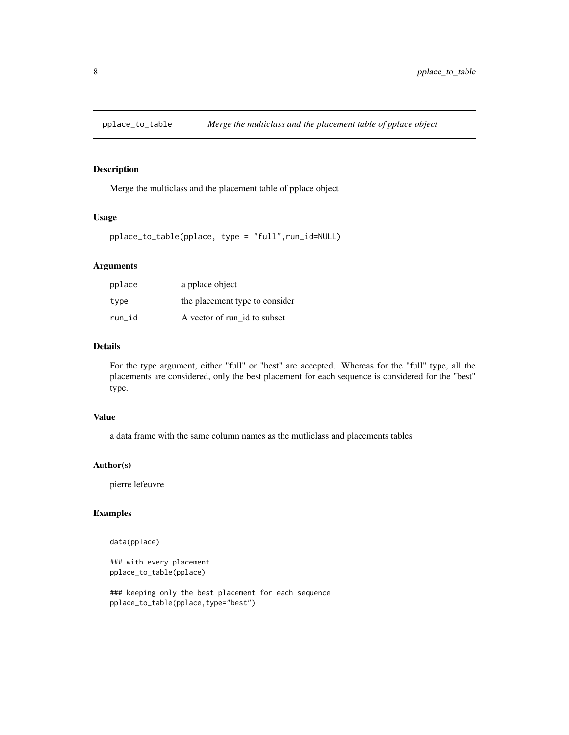# pplace_to_table — *Merge the multiclass and the placement table of pplace object*

## Description

Merge the multiclass and the placement table of pplace object

## Usage

```
pplace_to_table(pplace, type = "full",run_id=NULL)
```

## Arguments

| | |
|---|---|
| pplace | a pplace object |
| type | the placement type to consider |
| run_id | A vector of run_id to subset |

## Details

For the type argument, either "full" or "best" are accepted. Whereas for the "full" type, all the placements are considered, only the best placement for each sequence is considered for the "best" type.

## Value

a data frame with the same column names as the mutliclass and placements tables

## Author(s)

pierre lefeuvre

## Examples

```
data(pplace)

### with every placement
pplace_to_table(pplace)

### keeping only the best placement for each sequence
pplace_to_table(pplace,type="best")
```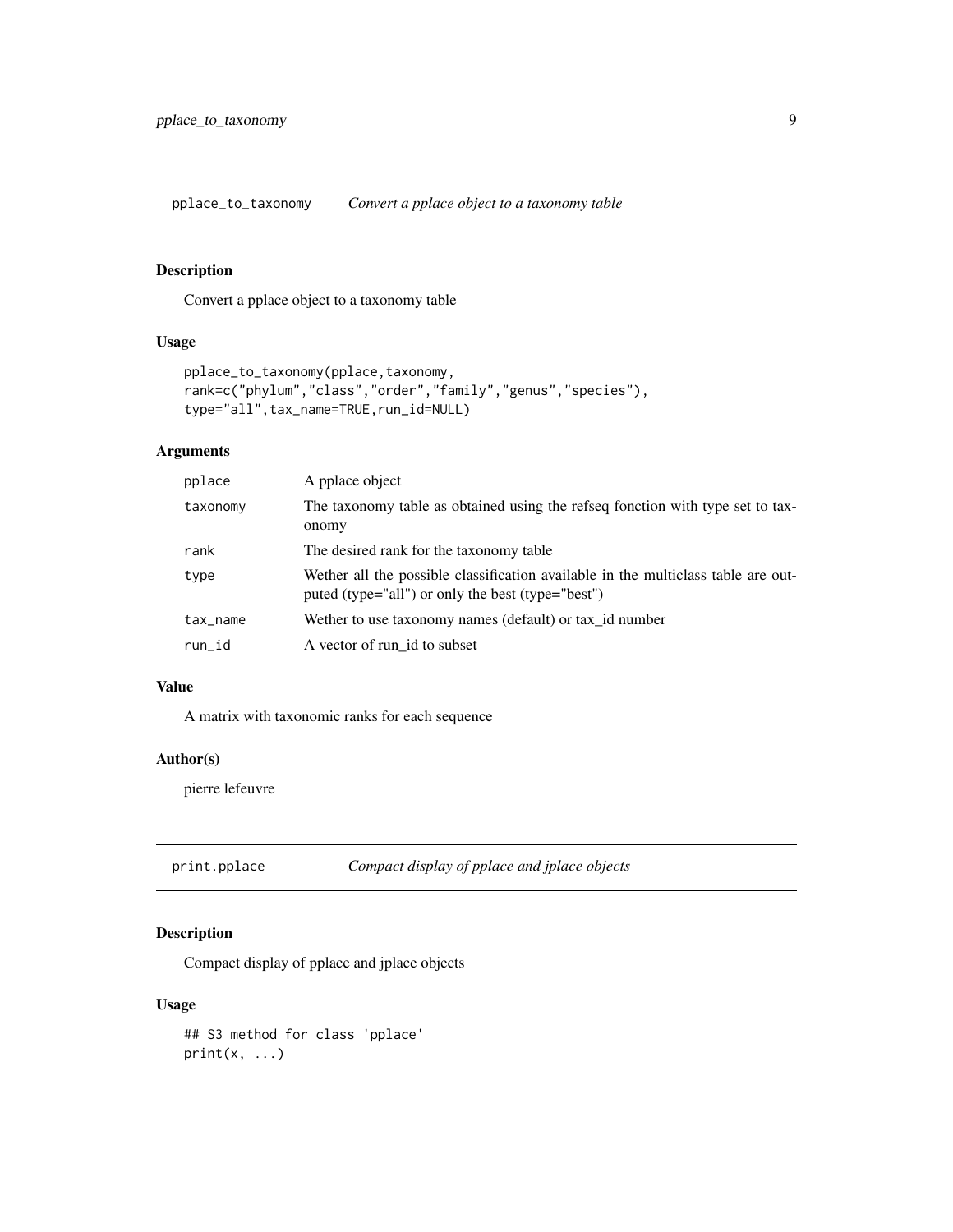## pplace_to_taxonomy — *Convert a pplace object to a taxonomy table*

### Description

Convert a pplace object to a taxonomy table

### Usage

```
pplace_to_taxonomy(pplace,taxonomy,
rank=c("phylum","class","order","family","genus","species"),
type="all",tax_name=TRUE,run_id=NULL)
```

### Arguments

| | |
|---|---|
| `pplace` | A pplace object |
| `taxonomy` | The taxonomy table as obtained using the refseq fonction with type set to taxonomy |
| `rank` | The desired rank for the taxonomy table |
| `type` | Wether all the possible classification available in the multiclass table are outputed (type="all") or only the best (type="best") |
| `tax_name` | Wether to use taxonomy names (default) or tax_id number |
| `run_id` | A vector of run_id to subset |

### Value

A matrix with taxonomic ranks for each sequence

### Author(s)

pierre lefeuvre

## print.pplace — *Compact display of pplace and jplace objects*

### Description

Compact display of pplace and jplace objects

### Usage

```
## S3 method for class 'pplace'
print(x, ...)
```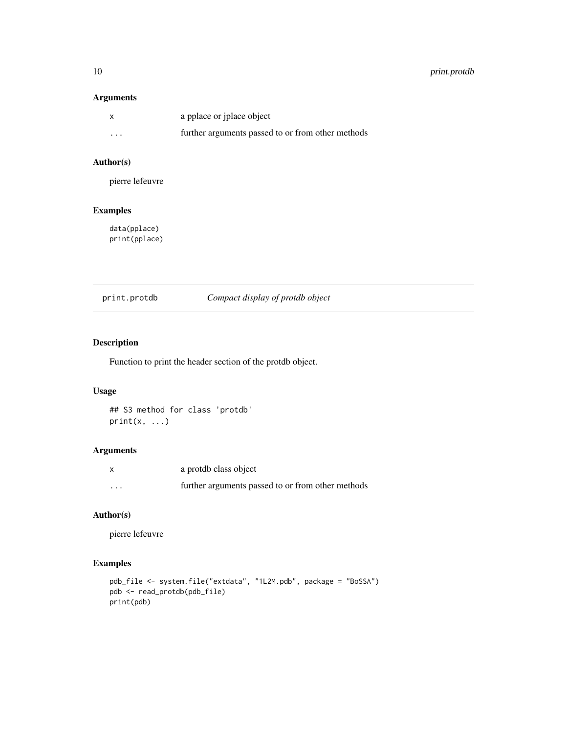### Arguments

| | |
|---|---|
| x | a pplace or jplace object |
| ... | further arguments passed to or from other methods |

### Author(s)

pierre lefeuvre

### Examples

```
data(pplace)
print(pplace)
```

---

## print.protdb — *Compact display of protdb object*

---

### Description

Function to print the header section of the protdb object.

### Usage

```
## S3 method for class 'protdb'
print(x, ...)
```

### Arguments

| | |
|---|---|
| x | a protdb class object |
| ... | further arguments passed to or from other methods |

### Author(s)

pierre lefeuvre

### Examples

```
pdb_file <- system.file("extdata", "1L2M.pdb", package = "BoSSA")
pdb <- read_protdb(pdb_file)
print(pdb)
```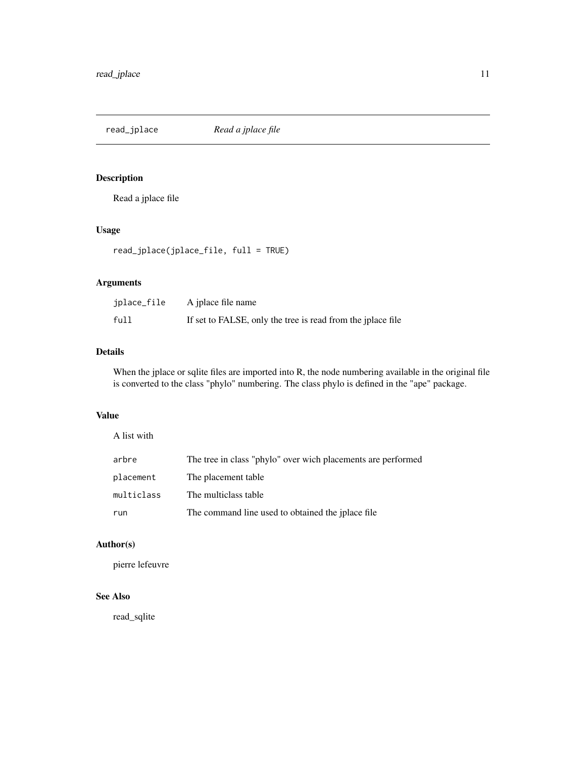# read_jplace — *Read a jplace file*

## Description

Read a jplace file

## Usage

```
read_jplace(jplace_file, full = TRUE)
```

## Arguments

| | |
|---|---|
| jplace_file | A jplace file name |
| full | If set to FALSE, only the tree is read from the jplace file |

## Details

When the jplace or sqlite files are imported into R, the node numbering available in the original file is converted to the class "phylo" numbering. The class phylo is defined in the "ape" package.

## Value

A list with

| | |
|---|---|
| arbre | The tree in class "phylo" over wich placements are performed |
| placement | The placement table |
| multiclass | The multiclass table |
| run | The command line used to obtained the jplace file |

## Author(s)

pierre lefeuvre

## See Also

read_sqlite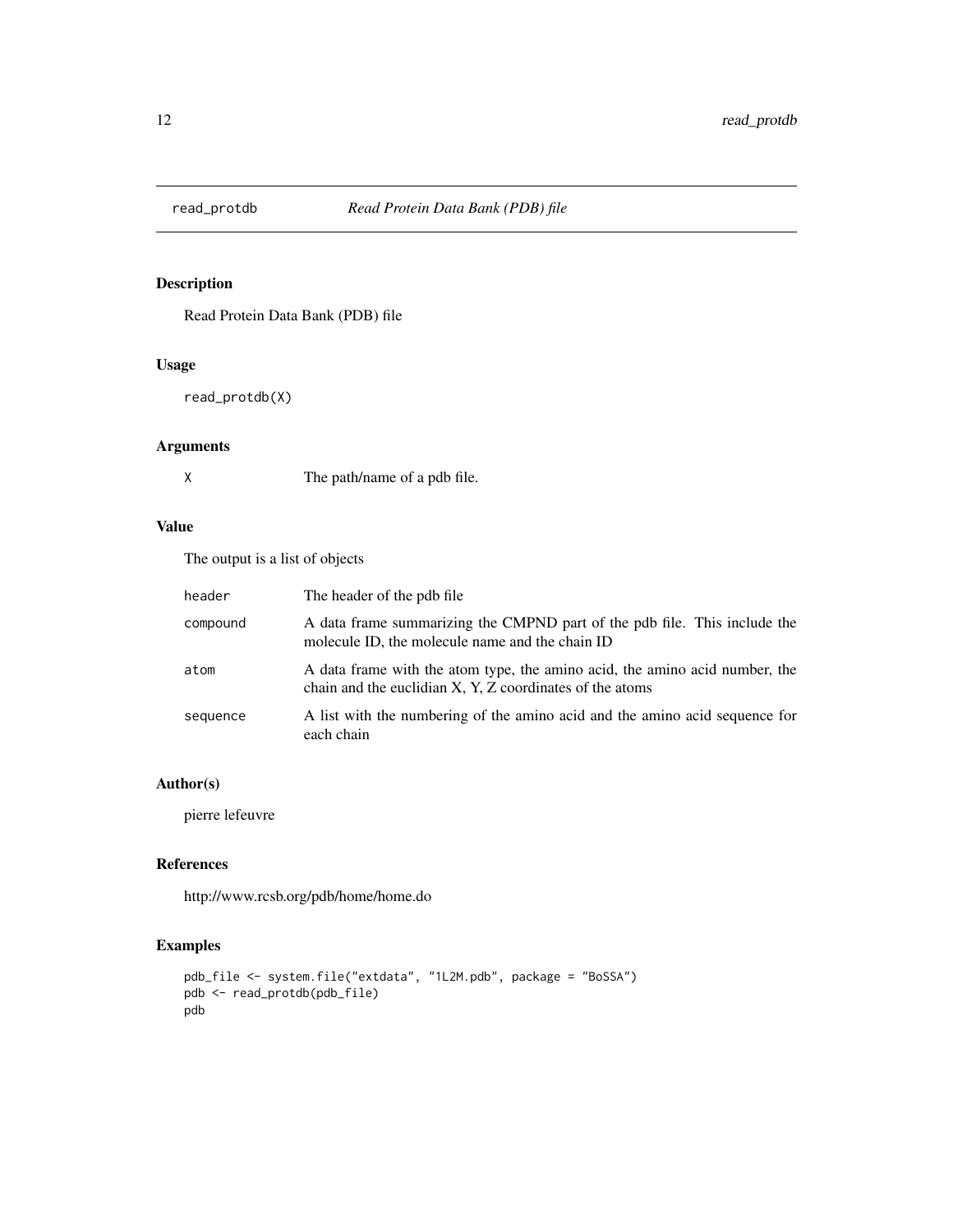# read_protdb — *Read Protein Data Bank (PDB) file*

## Description

Read Protein Data Bank (PDB) file

## Usage

```
read_protdb(X)
```

## Arguments

| | |
|---|---|
| X | The path/name of a pdb file. |

## Value

The output is a list of objects

| | |
|---|---|
| header | The header of the pdb file |
| compound | A data frame summarizing the CMPND part of the pdb file. This include the molecule ID, the molecule name and the chain ID |
| atom | A data frame with the atom type, the amino acid, the amino acid number, the chain and the euclidian X, Y, Z coordinates of the atoms |
| sequence | A list with the numbering of the amino acid and the amino acid sequence for each chain |

## Author(s)

pierre lefeuvre

## References

http://www.rcsb.org/pdb/home/home.do

## Examples

```
pdb_file <- system.file("extdata", "1L2M.pdb", package = "BoSSA")
pdb <- read_protdb(pdb_file)
pdb
```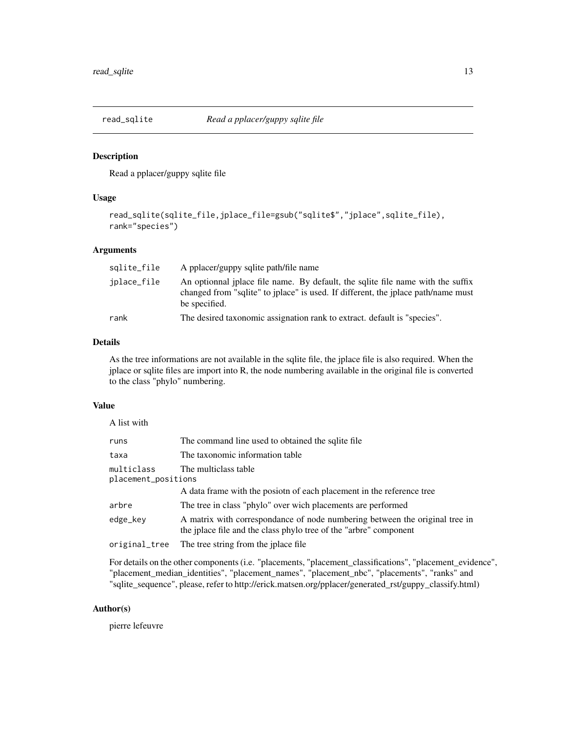## read_sqlite — *Read a pplacer/guppy sqlite file*

### Description

Read a pplacer/guppy sqlite file

### Usage

```
read_sqlite(sqlite_file,jplace_file=gsub("sqlite$","jplace",sqlite_file),
rank="species")
```

### Arguments

| | |
|---|---|
| `sqlite_file` | A pplacer/guppy sqlite path/file name |
| `jplace_file` | An optionnal jplace file name. By default, the sqlite file name with the suffix changed from "sqlite" to jplace" is used. If different, the jplace path/name must be specified. |
| `rank` | The desired taxonomic assignation rank to extract. default is "species". |

### Details

As the tree informations are not available in the sqlite file, the jplace file is also required. When the jplace or sqlite files are import into R, the node numbering available in the original file is converted to the class "phylo" numbering.

### Value

A list with

| | |
|---|---|
| `runs` | The command line used to obtained the sqlite file |
| `taxa` | The taxonomic information table |
| `multiclass` | The multiclass table |
| `placement_positions` | A data frame with the posiotn of each placement in the reference tree |
| `arbre` | The tree in class "phylo" over wich placements are performed |
| `edge_key` | A matrix with correspondance of node numbering between the original tree in the jplace file and the class phylo tree of the "arbre" component |
| `original_tree` | The tree string from the jplace file |

For details on the other components (i.e. "placements, "placement_classifications", "placement_evidence", "placement_median_identities", "placement_names", "placement_nbc", "placements", "ranks" and "sqlite_sequence", please, refer to http://erick.matsen.org/pplacer/generated_rst/guppy_classify.html)

### Author(s)

pierre lefeuvre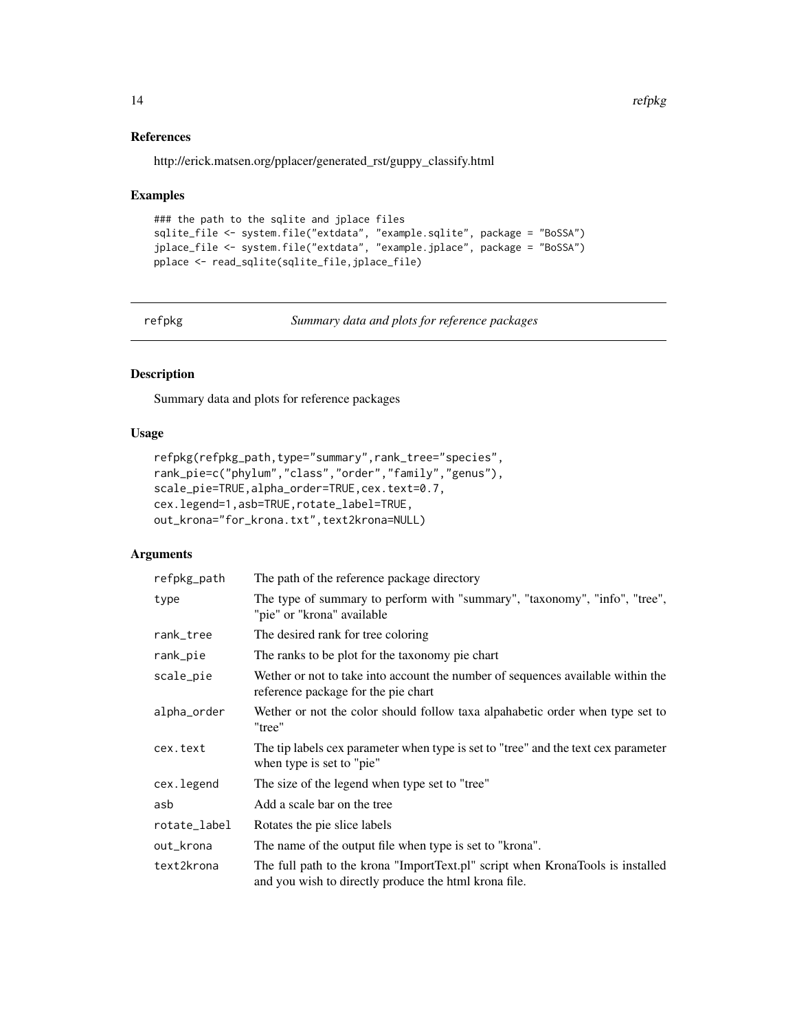## References

http://erick.matsen.org/pplacer/generated_rst/guppy_classify.html

## Examples

```
### the path to the sqlite and jplace files
sqlite_file <- system.file("extdata", "example.sqlite", package = "BoSSA")
jplace_file <- system.file("extdata", "example.jplace", package = "BoSSA")
pplace <- read_sqlite(sqlite_file,jplace_file)
```

---

# refpkg — *Summary data and plots for reference packages*

---

## Description

Summary data and plots for reference packages

## Usage

```
refpkg(refpkg_path,type="summary",rank_tree="species",
rank_pie=c("phylum","class","order","family","genus"),
scale_pie=TRUE,alpha_order=TRUE,cex.text=0.7,
cex.legend=1,asb=TRUE,rotate_label=TRUE,
out_krona="for_krona.txt",text2krona=NULL)
```

## Arguments

| | |
|---|---|
| `refpkg_path` | The path of the reference package directory |
| `type` | The type of summary to perform with "summary", "taxonomy", "info", "tree", "pie" or "krona" available |
| `rank_tree` | The desired rank for tree coloring |
| `rank_pie` | The ranks to be plot for the taxonomy pie chart |
| `scale_pie` | Wether or not to take into account the number of sequences available within the reference package for the pie chart |
| `alpha_order` | Wether or not the color should follow taxa alpahabetic order when type set to "tree" |
| `cex.text` | The tip labels cex parameter when type is set to "tree" and the text cex parameter when type is set to "pie" |
| `cex.legend` | The size of the legend when type set to "tree" |
| `asb` | Add a scale bar on the tree |
| `rotate_label` | Rotates the pie slice labels |
| `out_krona` | The name of the output file when type is set to "krona". |
| `text2krona` | The full path to the krona "ImportText.pl" script when KronaTools is installed and you wish to directly produce the html krona file. |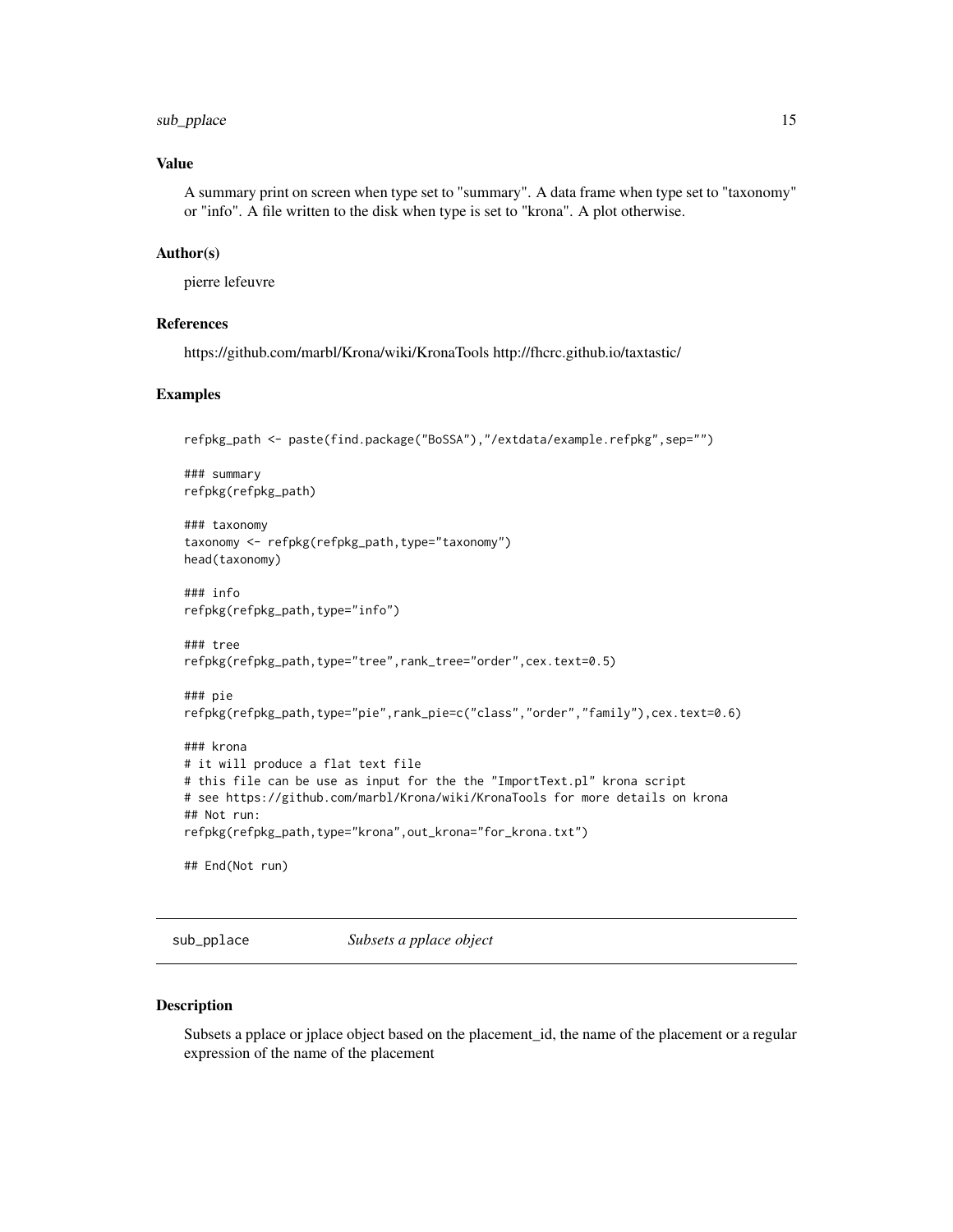### Value

A summary print on screen when type set to "summary". A data frame when type set to "taxonomy" or "info". A file written to the disk when type is set to "krona". A plot otherwise.

### Author(s)

pierre lefeuvre

### References

https://github.com/marbl/Krona/wiki/KronaTools http://fhcrc.github.io/taxtastic/

### Examples

```
refpkg_path <- paste(find.package("BoSSA"),"/extdata/example.refpkg",sep="")

### summary
refpkg(refpkg_path)

### taxonomy
taxonomy <- refpkg(refpkg_path,type="taxonomy")
head(taxonomy)

### info
refpkg(refpkg_path,type="info")

### tree
refpkg(refpkg_path,type="tree",rank_tree="order",cex.text=0.5)

### pie
refpkg(refpkg_path,type="pie",rank_pie=c("class","order","family"),cex.text=0.6)

### krona
# it will produce a flat text file
# this file can be use as input for the the "ImportText.pl" krona script
# see https://github.com/marbl/Krona/wiki/KronaTools for more details on krona
## Not run:
refpkg(refpkg_path,type="krona",out_krona="for_krona.txt")

## End(Not run)
```

---

## sub_pplace — *Subsets a pplace object*

### Description

Subsets a pplace or jplace object based on the placement_id, the name of the placement or a regular expression of the name of the placement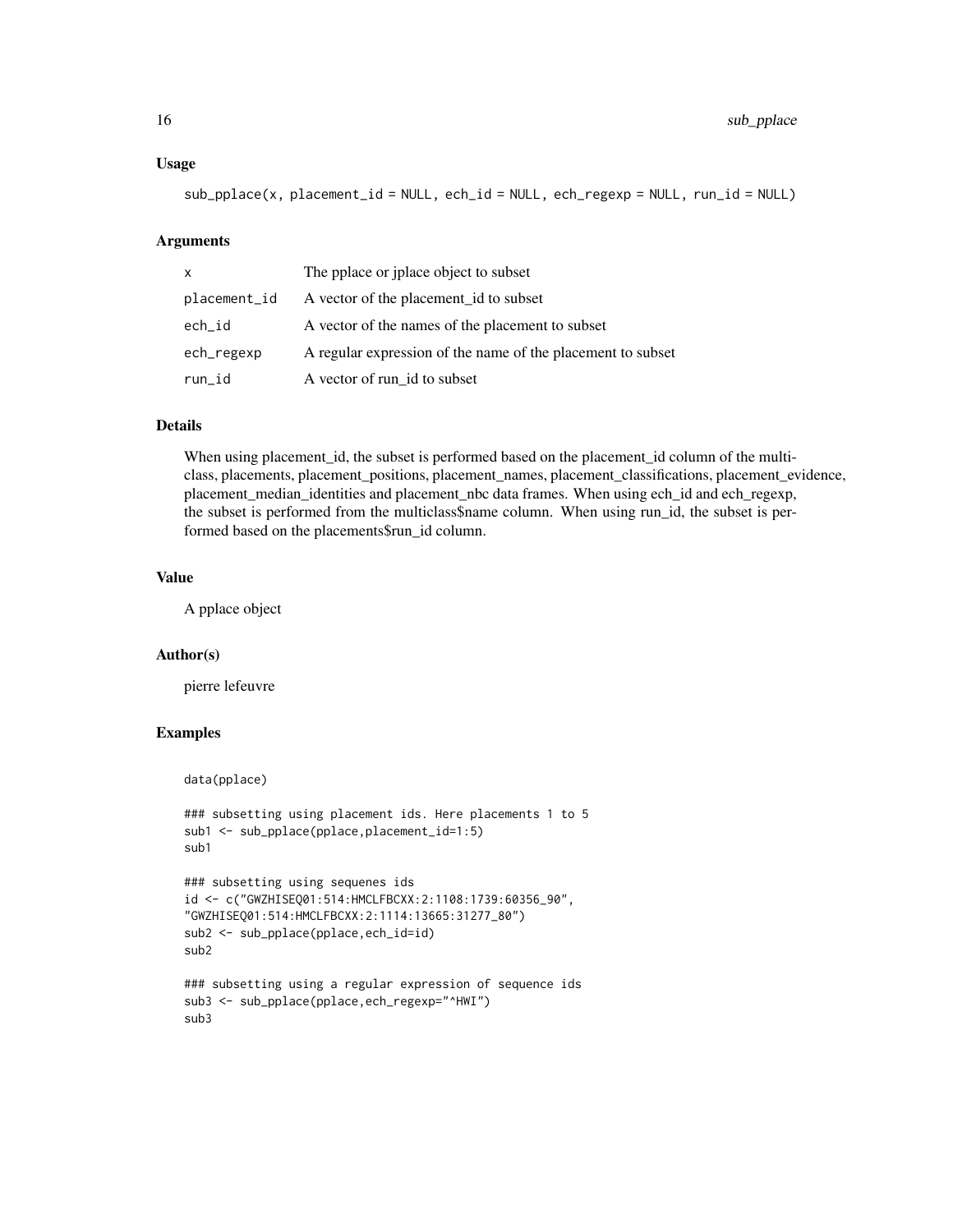## Usage

```
sub_pplace(x, placement_id = NULL, ech_id = NULL, ech_regexp = NULL, run_id = NULL)
```

## Arguments

| | |
|---|---|
| x | The pplace or jplace object to subset |
| placement_id | A vector of the placement_id to subset |
| ech_id | A vector of the names of the placement to subset |
| ech_regexp | A regular expression of the name of the placement to subset |
| run_id | A vector of run_id to subset |

## Details

When using placement_id, the subset is performed based on the placement_id column of the multiclass, placements, placement_positions, placement_names, placement_classifications, placement_evidence, placement_median_identities and placement_nbc data frames. When using ech_id and ech_regexp, the subset is performed from the multiclass$name column. When using run_id, the subset is performed based on the placements$run_id column.

## Value

A pplace object

## Author(s)

pierre lefeuvre

## Examples

```
data(pplace)

### subsetting using placement ids. Here placements 1 to 5
sub1 <- sub_pplace(pplace,placement_id=1:5)
sub1

### subsetting using sequenes ids
id <- c("GWZHISEQ01:514:HMCLFBCXX:2:1108:1739:60356_90",
"GWZHISEQ01:514:HMCLFBCXX:2:1114:13665:31277_80")
sub2 <- sub_pplace(pplace,ech_id=id)
sub2

### subsetting using a regular expression of sequence ids
sub3 <- sub_pplace(pplace,ech_regexp="^HWI")
sub3
```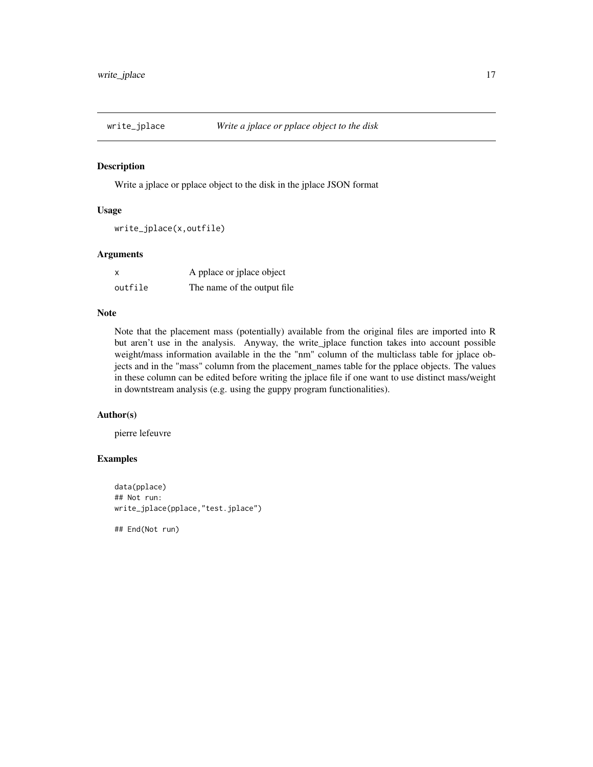# write_jplace — *Write a jplace or pplace object to the disk*

### Description

Write a jplace or pplace object to the disk in the jplace JSON format

### Usage

```
write_jplace(x,outfile)
```

### Arguments

| | |
|---|---|
| x | A pplace or jplace object |
| outfile | The name of the output file |

### Note

Note that the placement mass (potentially) available from the original files are imported into R but aren't use in the analysis. Anyway, the write_jplace function takes into account possible weight/mass information available in the the "nm" column of the multiclass table for jplace objects and in the "mass" column from the placement_names table for the pplace objects. The values in these column can be edited before writing the jplace file if one want to use distinct mass/weight in downtstream analysis (e.g. using the guppy program functionalities).

### Author(s)

pierre lefeuvre

### Examples

```
data(pplace)
## Not run:
write_jplace(pplace,"test.jplace")

## End(Not run)
```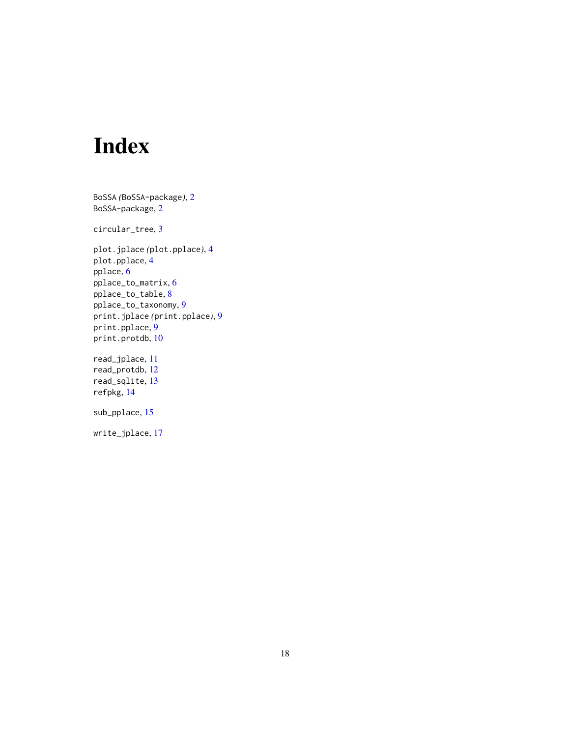# Index

BoSSA (BoSSA-package), 2
BoSSA-package, 2

circular_tree, 3

plot.jplace (plot.pplace), 4
plot.pplace, 4
pplace, 6
pplace_to_matrix, 6
pplace_to_table, 8
pplace_to_taxonomy, 9
print.jplace (print.pplace), 9
print.pplace, 9
print.protdb, 10

read_jplace, 11
read_protdb, 12
read_sqlite, 13
refpkg, 14

sub_pplace, 15

write_jplace, 17